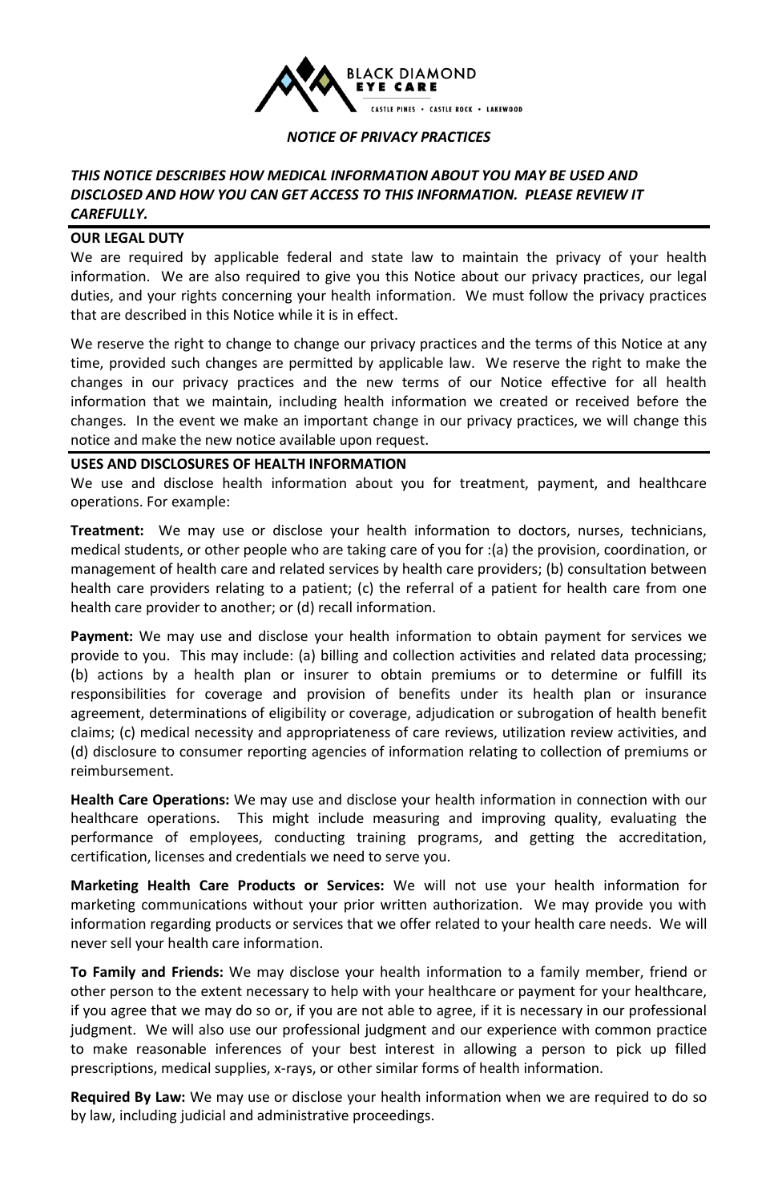BLACK DIAMOND
EYE CARE
CASTLE PINES • CASTLE ROCK • LAKEWOOD

# *NOTICE OF PRIVACY PRACTICES*

***THIS NOTICE DESCRIBES HOW MEDICAL INFORMATION ABOUT YOU MAY BE USED AND DISCLOSED AND HOW YOU CAN GET ACCESS TO THIS INFORMATION. PLEASE REVIEW IT CAREFULLY.***

## OUR LEGAL DUTY

We are required by applicable federal and state law to maintain the privacy of your health information. We are also required to give you this Notice about our privacy practices, our legal duties, and your rights concerning your health information. We must follow the privacy practices that are described in this Notice while it is in effect.

We reserve the right to change to change our privacy practices and the terms of this Notice at any time, provided such changes are permitted by applicable law. We reserve the right to make the changes in our privacy practices and the new terms of our Notice effective for all health information that we maintain, including health information we created or received before the changes. In the event we make an important change in our privacy practices, we will change this notice and make the new notice available upon request.

## USES AND DISCLOSURES OF HEALTH INFORMATION

We use and disclose health information about you for treatment, payment, and healthcare operations. For example:

**Treatment:** We may use or disclose your health information to doctors, nurses, technicians, medical students, or other people who are taking care of you for :(a) the provision, coordination, or management of health care and related services by health care providers; (b) consultation between health care providers relating to a patient; (c) the referral of a patient for health care from one health care provider to another; or (d) recall information.

**Payment:** We may use and disclose your health information to obtain payment for services we provide to you. This may include: (a) billing and collection activities and related data processing; (b) actions by a health plan or insurer to obtain premiums or to determine or fulfill its responsibilities for coverage and provision of benefits under its health plan or insurance agreement, determinations of eligibility or coverage, adjudication or subrogation of health benefit claims; (c) medical necessity and appropriateness of care reviews, utilization review activities, and (d) disclosure to consumer reporting agencies of information relating to collection of premiums or reimbursement.

**Health Care Operations:** We may use and disclose your health information in connection with our healthcare operations. This might include measuring and improving quality, evaluating the performance of employees, conducting training programs, and getting the accreditation, certification, licenses and credentials we need to serve you.

**Marketing Health Care Products or Services:** We will not use your health information for marketing communications without your prior written authorization. We may provide you with information regarding products or services that we offer related to your health care needs. We will never sell your health care information.

**To Family and Friends:** We may disclose your health information to a family member, friend or other person to the extent necessary to help with your healthcare or payment for your healthcare, if you agree that we may do so or, if you are not able to agree, if it is necessary in our professional judgment. We will also use our professional judgment and our experience with common practice to make reasonable inferences of your best interest in allowing a person to pick up filled prescriptions, medical supplies, x-rays, or other similar forms of health information.

**Required By Law:** We may use or disclose your health information when we are required to do so by law, including judicial and administrative proceedings.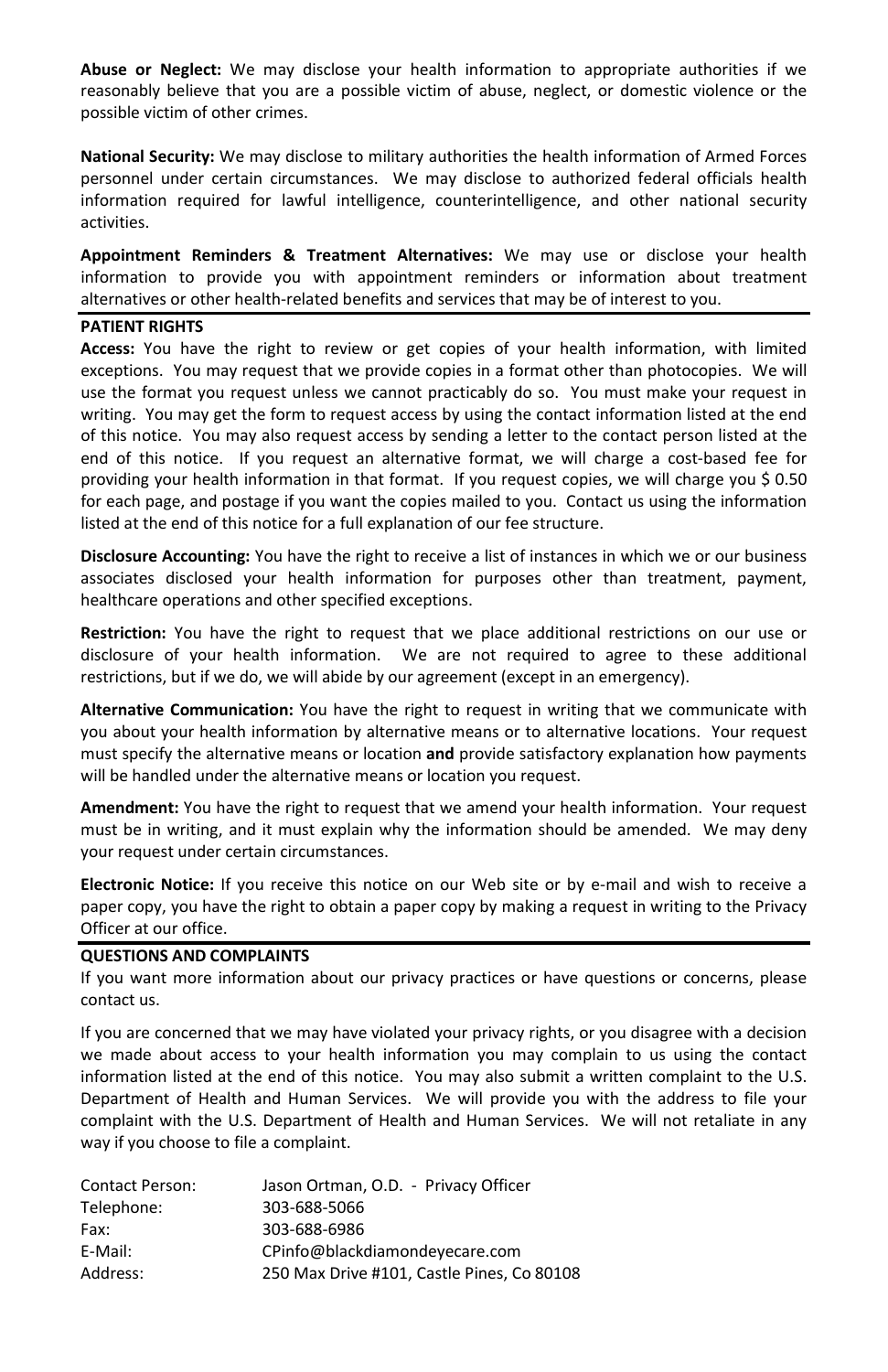**Abuse or Neglect:** We may disclose your health information to appropriate authorities if we reasonably believe that you are a possible victim of abuse, neglect, or domestic violence or the possible victim of other crimes.

**National Security:** We may disclose to military authorities the health information of Armed Forces personnel under certain circumstances. We may disclose to authorized federal officials health information required for lawful intelligence, counterintelligence, and other national security activities.

**Appointment Reminders & Treatment Alternatives:** We may use or disclose your health information to provide you with appointment reminders or information about treatment alternatives or other health-related benefits and services that may be of interest to you.

**PATIENT RIGHTS**

**Access:** You have the right to review or get copies of your health information, with limited exceptions. You may request that we provide copies in a format other than photocopies. We will use the format you request unless we cannot practicably do so. You must make your request in writing. You may get the form to request access by using the contact information listed at the end of this notice. You may also request access by sending a letter to the contact person listed at the end of this notice. If you request an alternative format, we will charge a cost-based fee for providing your health information in that format. If you request copies, we will charge you $ 0.50 for each page, and postage if you want the copies mailed to you. Contact us using the information listed at the end of this notice for a full explanation of our fee structure.

**Disclosure Accounting:** You have the right to receive a list of instances in which we or our business associates disclosed your health information for purposes other than treatment, payment, healthcare operations and other specified exceptions.

**Restriction:** You have the right to request that we place additional restrictions on our use or disclosure of your health information. We are not required to agree to these additional restrictions, but if we do, we will abide by our agreement (except in an emergency).

**Alternative Communication:** You have the right to request in writing that we communicate with you about your health information by alternative means or to alternative locations. Your request must specify the alternative means or location **and** provide satisfactory explanation how payments will be handled under the alternative means or location you request.

**Amendment:** You have the right to request that we amend your health information. Your request must be in writing, and it must explain why the information should be amended. We may deny your request under certain circumstances.

**Electronic Notice:** If you receive this notice on our Web site or by e-mail and wish to receive a paper copy, you have the right to obtain a paper copy by making a request in writing to the Privacy Officer at our office.

**QUESTIONS AND COMPLAINTS**

If you want more information about our privacy practices or have questions or concerns, please contact us.

If you are concerned that we may have violated your privacy rights, or you disagree with a decision we made about access to your health information you may complain to us using the contact information listed at the end of this notice. You may also submit a written complaint to the U.S. Department of Health and Human Services. We will provide you with the address to file your complaint with the U.S. Department of Health and Human Services. We will not retaliate in any way if you choose to file a complaint.

| | |
|---|---|
| Contact Person: | Jason Ortman, O.D. - Privacy Officer |
| Telephone: | 303-688-5066 |
| Fax: | 303-688-6986 |
| E-Mail: | CPinfo@blackdiamondeyecare.com |
| Address: | 250 Max Drive #101, Castle Pines, Co 80108 |